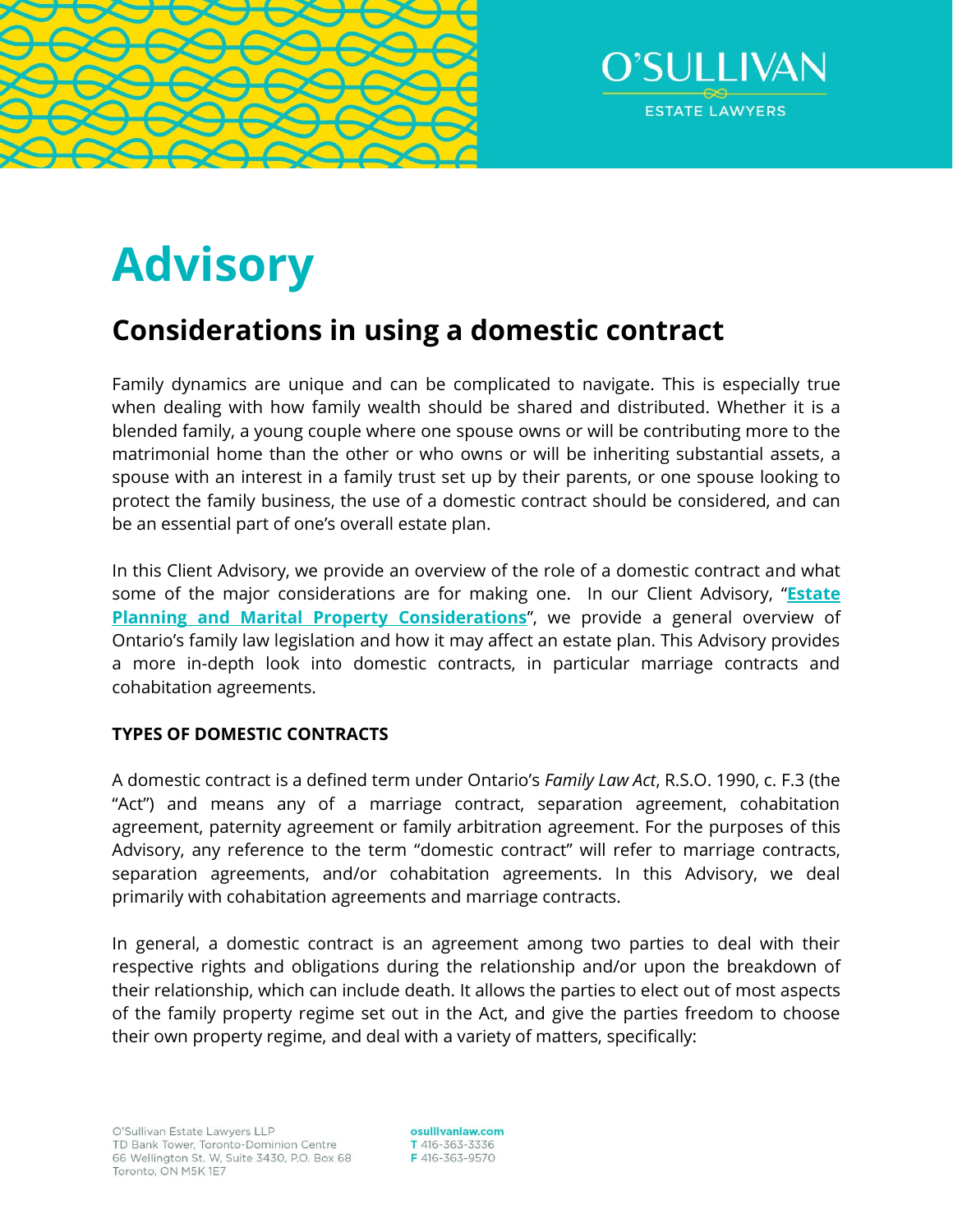# Advisory

## Considerations in using a domestic contract

Family dynamics are unique and can be complicated to navigate. This is especially true when dealing with how family wealth should be shared and distributed. Whether it is a blended family, a young couple where one spouse owns or will be contributing more to the matrimonial home than the other or who owns or will be inheriting substantial assets, a spouse with an interest in a family trust set up by their parents, or one spouse looking to protect the family business, the use of a domestic contract should be considered, and can be an essential part of one's overall estate plan.

In this Client Advisory, we provide an overview of the role of a domestic contract and what some of the major considerations are for making one. In our Client Advisory, "**Estate Planning and Marital Property Considerations**", we provide a general overview of Ontario's family law legislation and how it may affect an estate plan. This Advisory provides a more in-depth look into domestic contracts, in particular marriage contracts and cohabitation agreements.

**TYPES OF DOMESTIC CONTRACTS**

A domestic contract is a defined term under Ontario's *Family Law Act*, R.S.O. 1990, c. F.3 (the "Act") and means any of a marriage contract, separation agreement, cohabitation agreement, paternity agreement or family arbitration agreement. For the purposes of this Advisory, any reference to the term "domestic contract" will refer to marriage contracts, separation agreements, and/or cohabitation agreements. In this Advisory, we deal primarily with cohabitation agreements and marriage contracts.

In general, a domestic contract is an agreement among two parties to deal with their respective rights and obligations during the relationship and/or upon the breakdown of their relationship, which can include death. It allows the parties to elect out of most aspects of the family property regime set out in the Act, and give the parties freedom to choose their own property regime, and deal with a variety of matters, specifically: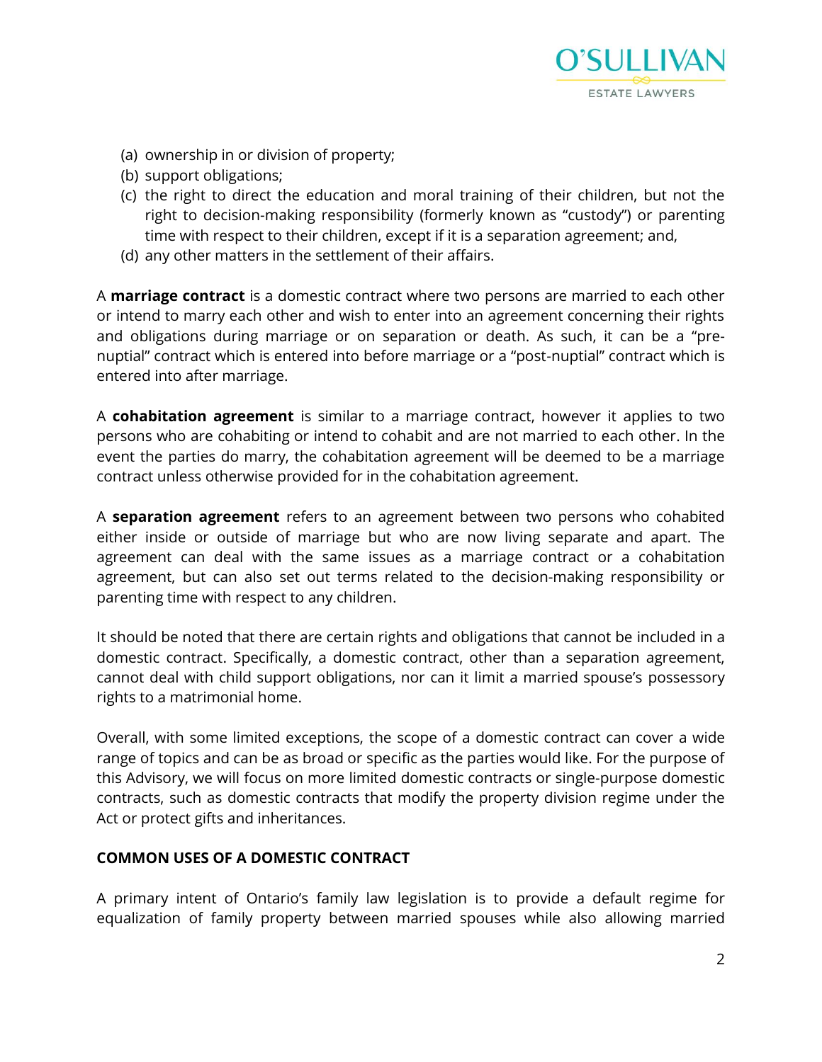(a) ownership in or division of property;
(b) support obligations;
(c) the right to direct the education and moral training of their children, but not the right to decision-making responsibility (formerly known as "custody") or parenting time with respect to their children, except if it is a separation agreement; and,
(d) any other matters in the settlement of their affairs.

A **marriage contract** is a domestic contract where two persons are married to each other or intend to marry each other and wish to enter into an agreement concerning their rights and obligations during marriage or on separation or death. As such, it can be a "pre-nuptial" contract which is entered into before marriage or a "post-nuptial" contract which is entered into after marriage.

A **cohabitation agreement** is similar to a marriage contract, however it applies to two persons who are cohabiting or intend to cohabit and are not married to each other. In the event the parties do marry, the cohabitation agreement will be deemed to be a marriage contract unless otherwise provided for in the cohabitation agreement.

A **separation agreement** refers to an agreement between two persons who cohabited either inside or outside of marriage but who are now living separate and apart. The agreement can deal with the same issues as a marriage contract or a cohabitation agreement, but can also set out terms related to the decision-making responsibility or parenting time with respect to any children.

It should be noted that there are certain rights and obligations that cannot be included in a domestic contract. Specifically, a domestic contract, other than a separation agreement, cannot deal with child support obligations, nor can it limit a married spouse's possessory rights to a matrimonial home.

Overall, with some limited exceptions, the scope of a domestic contract can cover a wide range of topics and can be as broad or specific as the parties would like. For the purpose of this Advisory, we will focus on more limited domestic contracts or single-purpose domestic contracts, such as domestic contracts that modify the property division regime under the Act or protect gifts and inheritances.

## COMMON USES OF A DOMESTIC CONTRACT

A primary intent of Ontario's family law legislation is to provide a default regime for equalization of family property between married spouses while also allowing married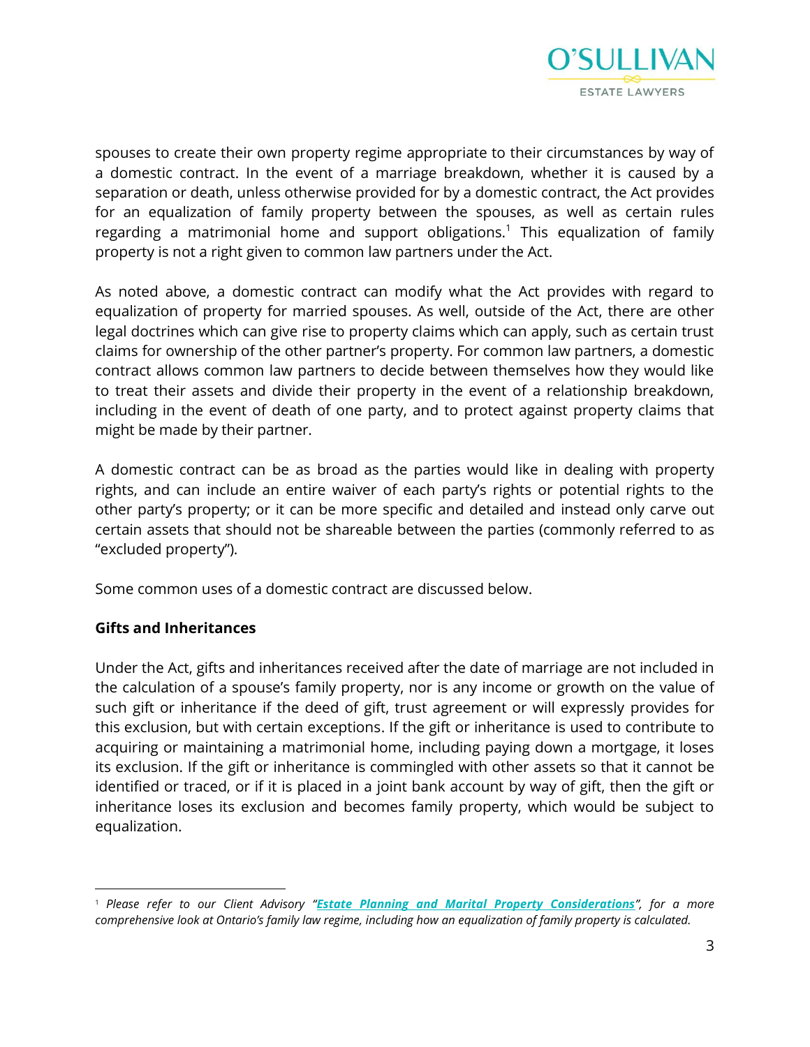spouses to create their own property regime appropriate to their circumstances by way of a domestic contract. In the event of a marriage breakdown, whether it is caused by a separation or death, unless otherwise provided for by a domestic contract, the Act provides for an equalization of family property between the spouses, as well as certain rules regarding a matrimonial home and support obligations.[1] This equalization of family property is not a right given to common law partners under the Act.

As noted above, a domestic contract can modify what the Act provides with regard to equalization of property for married spouses. As well, outside of the Act, there are other legal doctrines which can give rise to property claims which can apply, such as certain trust claims for ownership of the other partner's property. For common law partners, a domestic contract allows common law partners to decide between themselves how they would like to treat their assets and divide their property in the event of a relationship breakdown, including in the event of death of one party, and to protect against property claims that might be made by their partner.

A domestic contract can be as broad as the parties would like in dealing with property rights, and can include an entire waiver of each party's rights or potential rights to the other party's property; or it can be more specific and detailed and instead only carve out certain assets that should not be shareable between the parties (commonly referred to as "excluded property").

Some common uses of a domestic contract are discussed below.

**Gifts and Inheritances**

Under the Act, gifts and inheritances received after the date of marriage are not included in the calculation of a spouse's family property, nor is any income or growth on the value of such gift or inheritance if the deed of gift, trust agreement or will expressly provides for this exclusion, but with certain exceptions. If the gift or inheritance is used to contribute to acquiring or maintaining a matrimonial home, including paying down a mortgage, it loses its exclusion. If the gift or inheritance is commingled with other assets so that it cannot be identified or traced, or if it is placed in a joint bank account by way of gift, then the gift or inheritance loses its exclusion and becomes family property, which would be subject to equalization.

---

[1] *Please refer to our Client Advisory "**Estate Planning and Marital Property Considerations**", for a more comprehensive look at Ontario's family law regime, including how an equalization of family property is calculated.*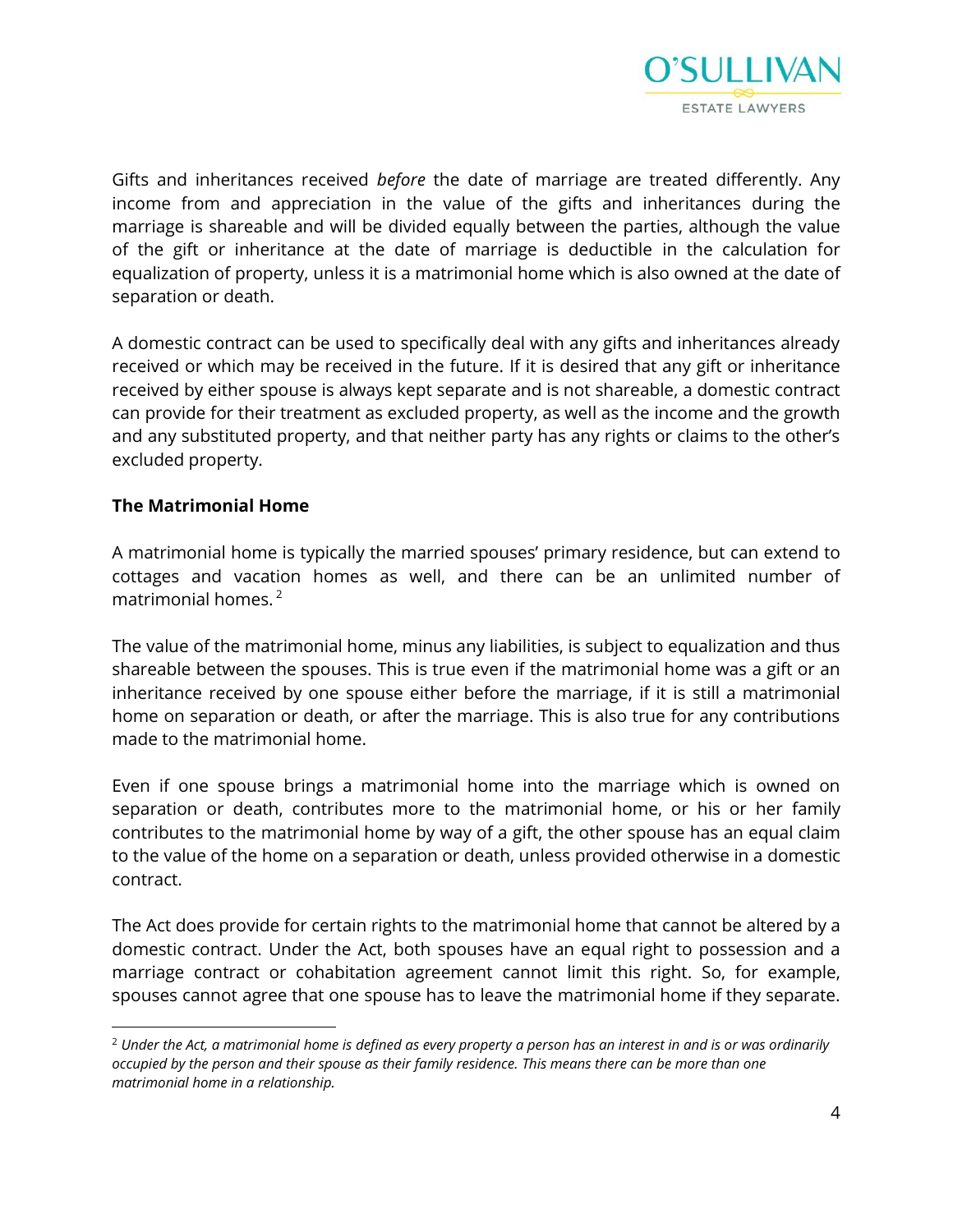Gifts and inheritances received *before* the date of marriage are treated differently. Any income from and appreciation in the value of the gifts and inheritances during the marriage is shareable and will be divided equally between the parties, although the value of the gift or inheritance at the date of marriage is deductible in the calculation for equalization of property, unless it is a matrimonial home which is also owned at the date of separation or death.

A domestic contract can be used to specifically deal with any gifts and inheritances already received or which may be received in the future. If it is desired that any gift or inheritance received by either spouse is always kept separate and is not shareable, a domestic contract can provide for their treatment as excluded property, as well as the income and the growth and any substituted property, and that neither party has any rights or claims to the other's excluded property.

**The Matrimonial Home**

A matrimonial home is typically the married spouses' primary residence, but can extend to cottages and vacation homes as well, and there can be an unlimited number of matrimonial homes. [2]

The value of the matrimonial home, minus any liabilities, is subject to equalization and thus shareable between the spouses. This is true even if the matrimonial home was a gift or an inheritance received by one spouse either before the marriage, if it is still a matrimonial home on separation or death, or after the marriage. This is also true for any contributions made to the matrimonial home.

Even if one spouse brings a matrimonial home into the marriage which is owned on separation or death, contributes more to the matrimonial home, or his or her family contributes to the matrimonial home by way of a gift, the other spouse has an equal claim to the value of the home on a separation or death, unless provided otherwise in a domestic contract.

The Act does provide for certain rights to the matrimonial home that cannot be altered by a domestic contract. Under the Act, both spouses have an equal right to possession and a marriage contract or cohabitation agreement cannot limit this right. So, for example, spouses cannot agree that one spouse has to leave the matrimonial home if they separate.

[2] *Under the Act, a matrimonial home is defined as every property a person has an interest in and is or was ordinarily occupied by the person and their spouse as their family residence. This means there can be more than one matrimonial home in a relationship.*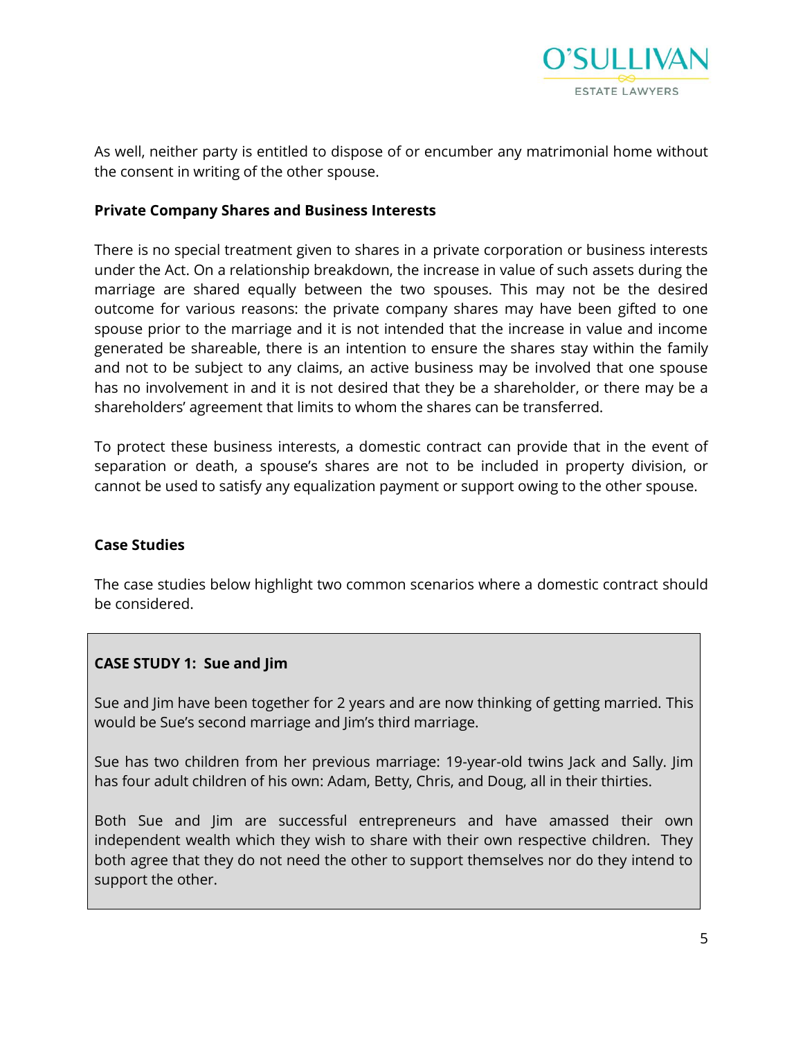As well, neither party is entitled to dispose of or encumber any matrimonial home without the consent in writing of the other spouse.

**Private Company Shares and Business Interests**

There is no special treatment given to shares in a private corporation or business interests under the Act. On a relationship breakdown, the increase in value of such assets during the marriage are shared equally between the two spouses. This may not be the desired outcome for various reasons: the private company shares may have been gifted to one spouse prior to the marriage and it is not intended that the increase in value and income generated be shareable, there is an intention to ensure the shares stay within the family and not to be subject to any claims, an active business may be involved that one spouse has no involvement in and it is not desired that they be a shareholder, or there may be a shareholders' agreement that limits to whom the shares can be transferred.

To protect these business interests, a domestic contract can provide that in the event of separation or death, a spouse's shares are not to be included in property division, or cannot be used to satisfy any equalization payment or support owing to the other spouse.

**Case Studies**

The case studies below highlight two common scenarios where a domestic contract should be considered.

**CASE STUDY 1: Sue and Jim**

Sue and Jim have been together for 2 years and are now thinking of getting married. This would be Sue's second marriage and Jim's third marriage.

Sue has two children from her previous marriage: 19-year-old twins Jack and Sally. Jim has four adult children of his own: Adam, Betty, Chris, and Doug, all in their thirties.

Both Sue and Jim are successful entrepreneurs and have amassed their own independent wealth which they wish to share with their own respective children. They both agree that they do not need the other to support themselves nor do they intend to support the other.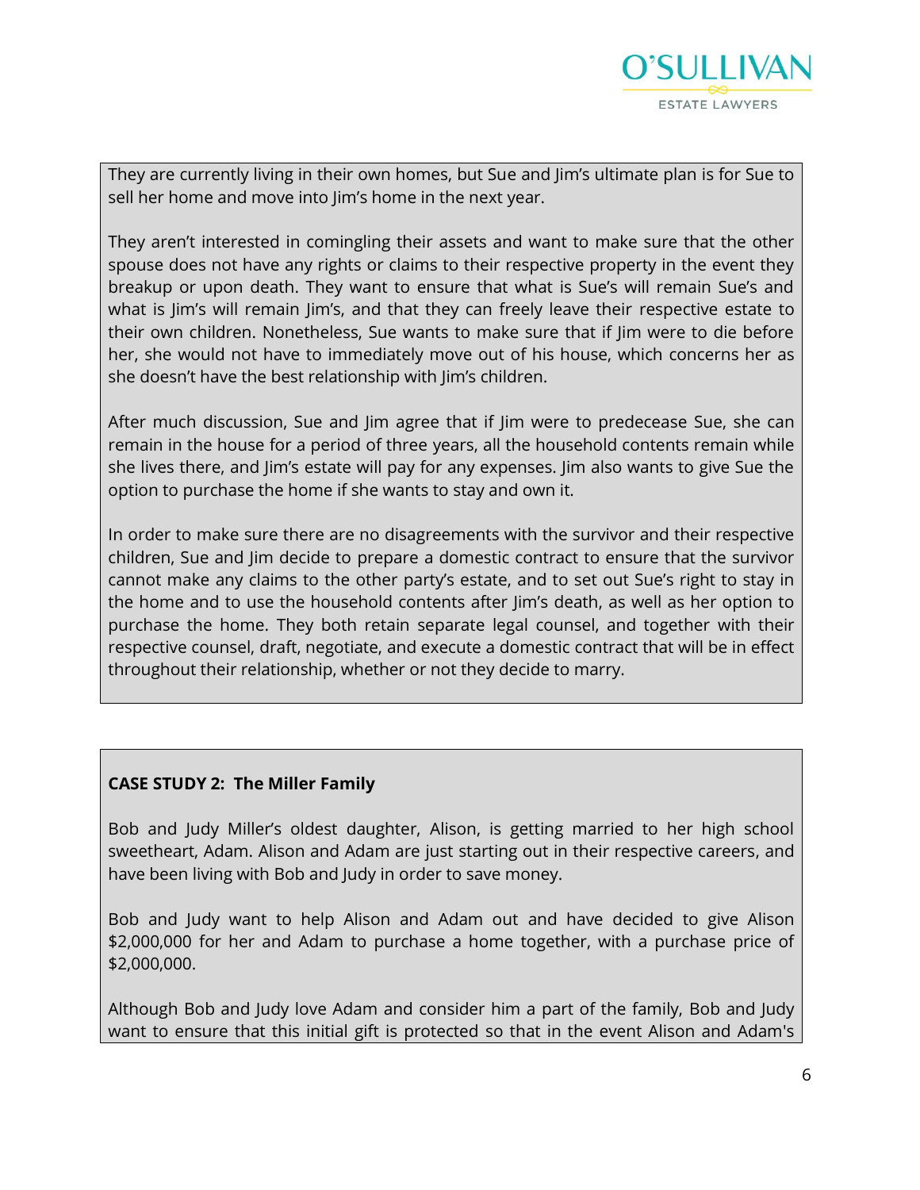They are currently living in their own homes, but Sue and Jim's ultimate plan is for Sue to sell her home and move into Jim's home in the next year.

They aren't interested in comingling their assets and want to make sure that the other spouse does not have any rights or claims to their respective property in the event they breakup or upon death. They want to ensure that what is Sue's will remain Sue's and what is Jim's will remain Jim's, and that they can freely leave their respective estate to their own children. Nonetheless, Sue wants to make sure that if Jim were to die before her, she would not have to immediately move out of his house, which concerns her as she doesn't have the best relationship with Jim's children.

After much discussion, Sue and Jim agree that if Jim were to predecease Sue, she can remain in the house for a period of three years, all the household contents remain while she lives there, and Jim's estate will pay for any expenses. Jim also wants to give Sue the option to purchase the home if she wants to stay and own it.

In order to make sure there are no disagreements with the survivor and their respective children, Sue and Jim decide to prepare a domestic contract to ensure that the survivor cannot make any claims to the other party's estate, and to set out Sue's right to stay in the home and to use the household contents after Jim's death, as well as her option to purchase the home. They both retain separate legal counsel, and together with their respective counsel, draft, negotiate, and execute a domestic contract that will be in effect throughout their relationship, whether or not they decide to marry.

**CASE STUDY 2: The Miller Family**

Bob and Judy Miller's oldest daughter, Alison, is getting married to her high school sweetheart, Adam. Alison and Adam are just starting out in their respective careers, and have been living with Bob and Judy in order to save money.

Bob and Judy want to help Alison and Adam out and have decided to give Alison $2,000,000 for her and Adam to purchase a home together, with a purchase price of $2,000,000.

Although Bob and Judy love Adam and consider him a part of the family, Bob and Judy want to ensure that this initial gift is protected so that in the event Alison and Adam's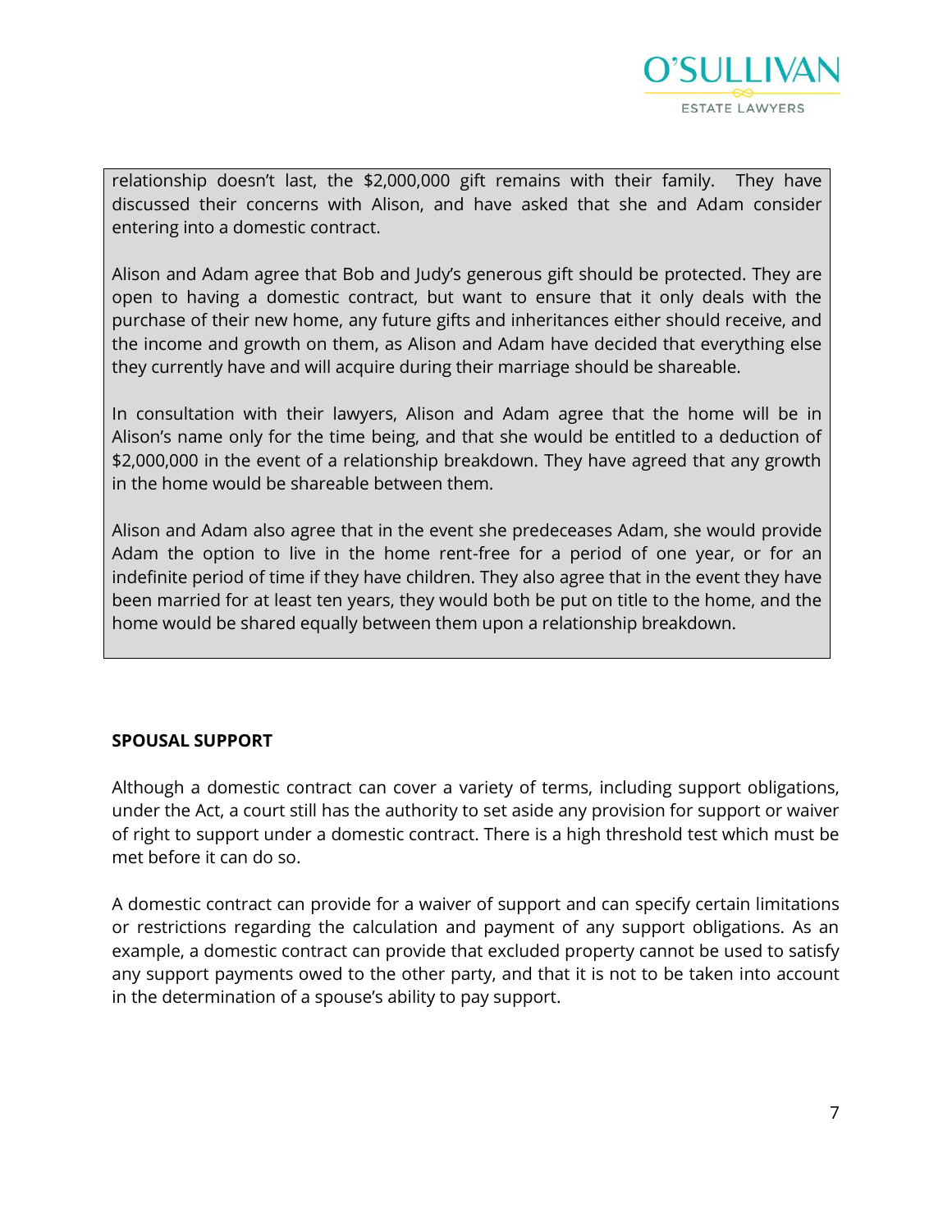> relationship doesn't last, the $2,000,000 gift remains with their family. They have discussed their concerns with Alison, and have asked that she and Adam consider entering into a domestic contract.
>
> Alison and Adam agree that Bob and Judy's generous gift should be protected. They are open to having a domestic contract, but want to ensure that it only deals with the purchase of their new home, any future gifts and inheritances either should receive, and the income and growth on them, as Alison and Adam have decided that everything else they currently have and will acquire during their marriage should be shareable.
>
> In consultation with their lawyers, Alison and Adam agree that the home will be in Alison's name only for the time being, and that she would be entitled to a deduction of $2,000,000 in the event of a relationship breakdown. They have agreed that any growth in the home would be shareable between them.
>
> Alison and Adam also agree that in the event she predeceases Adam, she would provide Adam the option to live in the home rent-free for a period of one year, or for an indefinite period of time if they have children. They also agree that in the event they have been married for at least ten years, they would both be put on title to the home, and the home would be shared equally between them upon a relationship breakdown.

**SPOUSAL SUPPORT**

Although a domestic contract can cover a variety of terms, including support obligations, under the Act, a court still has the authority to set aside any provision for support or waiver of right to support under a domestic contract. There is a high threshold test which must be met before it can do so.

A domestic contract can provide for a waiver of support and can specify certain limitations or restrictions regarding the calculation and payment of any support obligations. As an example, a domestic contract can provide that excluded property cannot be used to satisfy any support payments owed to the other party, and that it is not to be taken into account in the determination of a spouse's ability to pay support.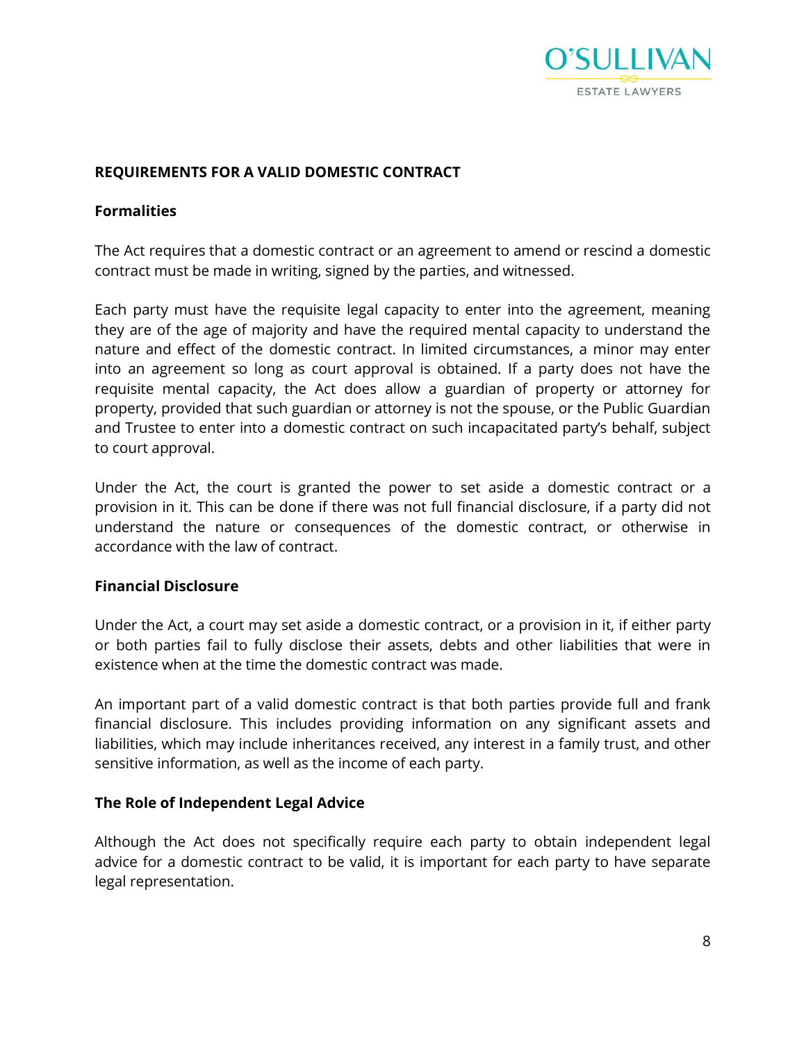## REQUIREMENTS FOR A VALID DOMESTIC CONTRACT

### Formalities

The Act requires that a domestic contract or an agreement to amend or rescind a domestic contract must be made in writing, signed by the parties, and witnessed.

Each party must have the requisite legal capacity to enter into the agreement, meaning they are of the age of majority and have the required mental capacity to understand the nature and effect of the domestic contract. In limited circumstances, a minor may enter into an agreement so long as court approval is obtained. If a party does not have the requisite mental capacity, the Act does allow a guardian of property or attorney for property, provided that such guardian or attorney is not the spouse, or the Public Guardian and Trustee to enter into a domestic contract on such incapacitated party's behalf, subject to court approval.

Under the Act, the court is granted the power to set aside a domestic contract or a provision in it. This can be done if there was not full financial disclosure, if a party did not understand the nature or consequences of the domestic contract, or otherwise in accordance with the law of contract.

### Financial Disclosure

Under the Act, a court may set aside a domestic contract, or a provision in it, if either party or both parties fail to fully disclose their assets, debts and other liabilities that were in existence when at the time the domestic contract was made.

An important part of a valid domestic contract is that both parties provide full and frank financial disclosure. This includes providing information on any significant assets and liabilities, which may include inheritances received, any interest in a family trust, and other sensitive information, as well as the income of each party.

### The Role of Independent Legal Advice

Although the Act does not specifically require each party to obtain independent legal advice for a domestic contract to be valid, it is important for each party to have separate legal representation.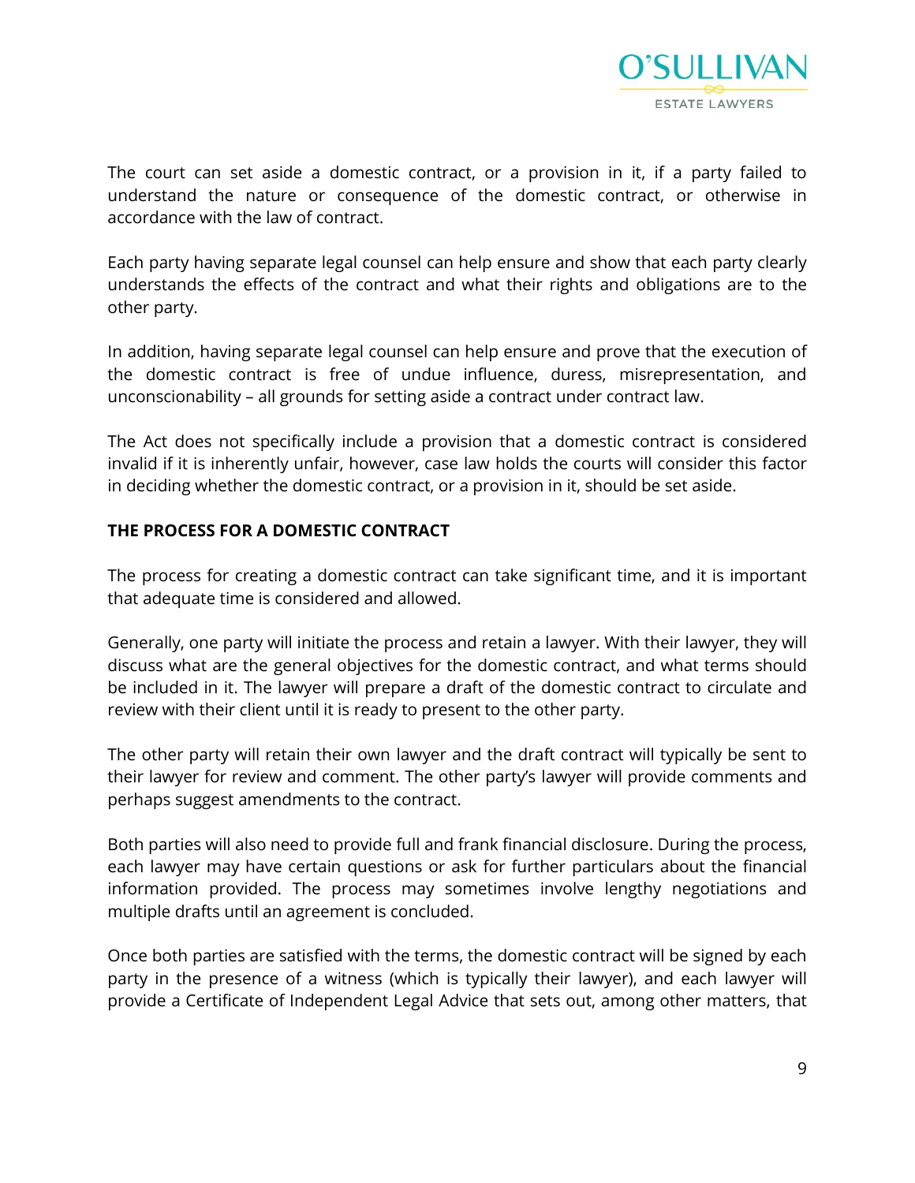The court can set aside a domestic contract, or a provision in it, if a party failed to understand the nature or consequence of the domestic contract, or otherwise in accordance with the law of contract.

Each party having separate legal counsel can help ensure and show that each party clearly understands the effects of the contract and what their rights and obligations are to the other party.

In addition, having separate legal counsel can help ensure and prove that the execution of the domestic contract is free of undue influence, duress, misrepresentation, and unconscionability – all grounds for setting aside a contract under contract law.

The Act does not specifically include a provision that a domestic contract is considered invalid if it is inherently unfair, however, case law holds the courts will consider this factor in deciding whether the domestic contract, or a provision in it, should be set aside.

**THE PROCESS FOR A DOMESTIC CONTRACT**

The process for creating a domestic contract can take significant time, and it is important that adequate time is considered and allowed.

Generally, one party will initiate the process and retain a lawyer. With their lawyer, they will discuss what are the general objectives for the domestic contract, and what terms should be included in it. The lawyer will prepare a draft of the domestic contract to circulate and review with their client until it is ready to present to the other party.

The other party will retain their own lawyer and the draft contract will typically be sent to their lawyer for review and comment. The other party's lawyer will provide comments and perhaps suggest amendments to the contract.

Both parties will also need to provide full and frank financial disclosure. During the process, each lawyer may have certain questions or ask for further particulars about the financial information provided. The process may sometimes involve lengthy negotiations and multiple drafts until an agreement is concluded.

Once both parties are satisfied with the terms, the domestic contract will be signed by each party in the presence of a witness (which is typically their lawyer), and each lawyer will provide a Certificate of Independent Legal Advice that sets out, among other matters, that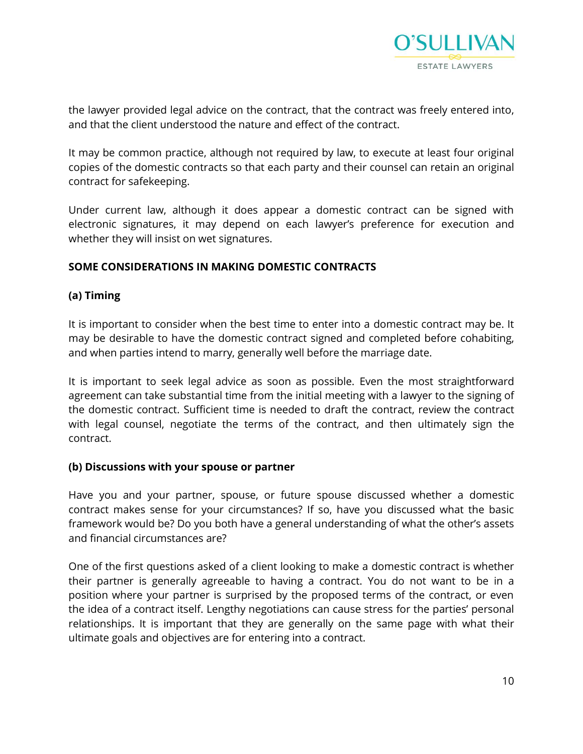the lawyer provided legal advice on the contract, that the contract was freely entered into, and that the client understood the nature and effect of the contract.

It may be common practice, although not required by law, to execute at least four original copies of the domestic contracts so that each party and their counsel can retain an original contract for safekeeping.

Under current law, although it does appear a domestic contract can be signed with electronic signatures, it may depend on each lawyer's preference for execution and whether they will insist on wet signatures.

**SOME CONSIDERATIONS IN MAKING DOMESTIC CONTRACTS**

**(a) Timing**

It is important to consider when the best time to enter into a domestic contract may be. It may be desirable to have the domestic contract signed and completed before cohabiting, and when parties intend to marry, generally well before the marriage date.

It is important to seek legal advice as soon as possible. Even the most straightforward agreement can take substantial time from the initial meeting with a lawyer to the signing of the domestic contract. Sufficient time is needed to draft the contract, review the contract with legal counsel, negotiate the terms of the contract, and then ultimately sign the contract.

**(b) Discussions with your spouse or partner**

Have you and your partner, spouse, or future spouse discussed whether a domestic contract makes sense for your circumstances? If so, have you discussed what the basic framework would be? Do you both have a general understanding of what the other's assets and financial circumstances are?

One of the first questions asked of a client looking to make a domestic contract is whether their partner is generally agreeable to having a contract. You do not want to be in a position where your partner is surprised by the proposed terms of the contract, or even the idea of a contract itself. Lengthy negotiations can cause stress for the parties' personal relationships. It is important that they are generally on the same page with what their ultimate goals and objectives are for entering into a contract.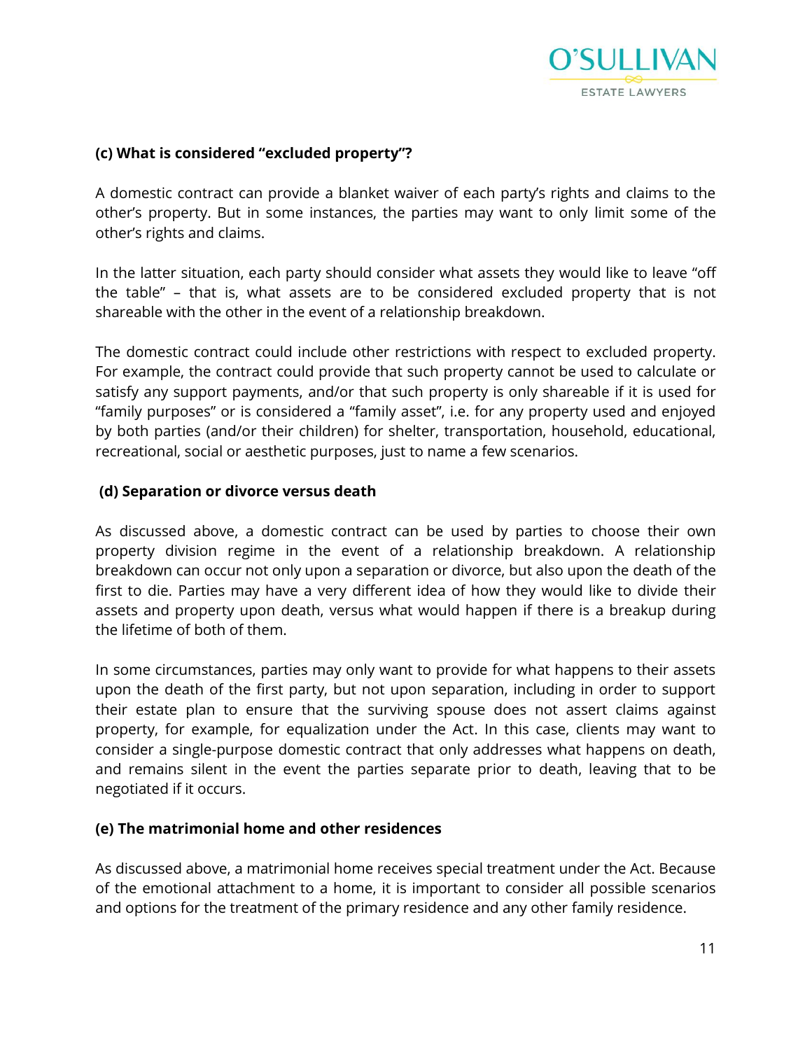#### (c) What is considered "excluded property"?

A domestic contract can provide a blanket waiver of each party's rights and claims to the other's property. But in some instances, the parties may want to only limit some of the other's rights and claims.

In the latter situation, each party should consider what assets they would like to leave "off the table" – that is, what assets are to be considered excluded property that is not shareable with the other in the event of a relationship breakdown.

The domestic contract could include other restrictions with respect to excluded property. For example, the contract could provide that such property cannot be used to calculate or satisfy any support payments, and/or that such property is only shareable if it is used for "family purposes" or is considered a "family asset", i.e. for any property used and enjoyed by both parties (and/or their children) for shelter, transportation, household, educational, recreational, social or aesthetic purposes, just to name a few scenarios.

#### (d) Separation or divorce versus death

As discussed above, a domestic contract can be used by parties to choose their own property division regime in the event of a relationship breakdown. A relationship breakdown can occur not only upon a separation or divorce, but also upon the death of the first to die. Parties may have a very different idea of how they would like to divide their assets and property upon death, versus what would happen if there is a breakup during the lifetime of both of them.

In some circumstances, parties may only want to provide for what happens to their assets upon the death of the first party, but not upon separation, including in order to support their estate plan to ensure that the surviving spouse does not assert claims against property, for example, for equalization under the Act. In this case, clients may want to consider a single-purpose domestic contract that only addresses what happens on death, and remains silent in the event the parties separate prior to death, leaving that to be negotiated if it occurs.

#### (e) The matrimonial home and other residences

As discussed above, a matrimonial home receives special treatment under the Act. Because of the emotional attachment to a home, it is important to consider all possible scenarios and options for the treatment of the primary residence and any other family residence.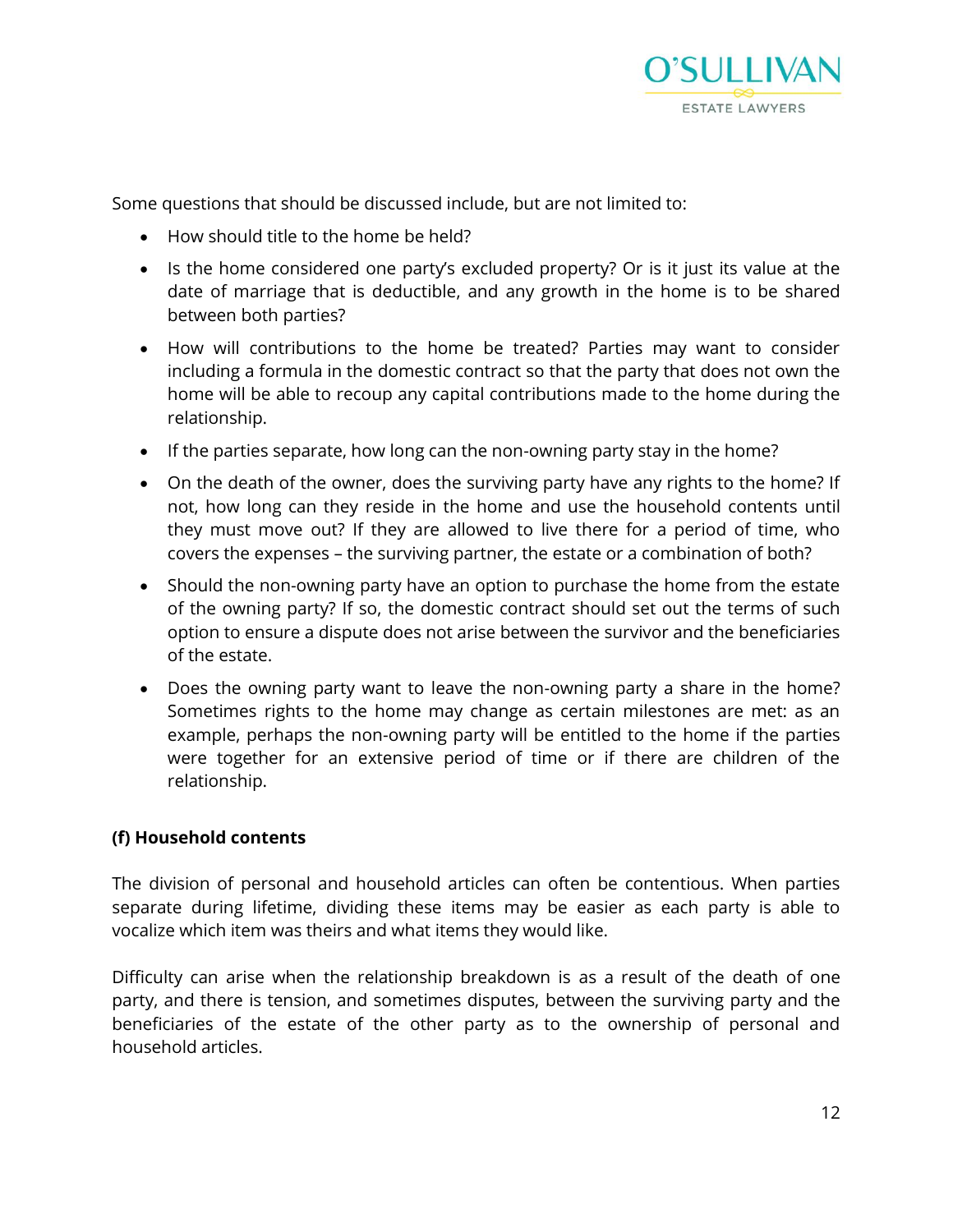Some questions that should be discussed include, but are not limited to:

- How should title to the home be held?
- Is the home considered one party's excluded property? Or is it just its value at the date of marriage that is deductible, and any growth in the home is to be shared between both parties?
- How will contributions to the home be treated? Parties may want to consider including a formula in the domestic contract so that the party that does not own the home will be able to recoup any capital contributions made to the home during the relationship.
- If the parties separate, how long can the non-owning party stay in the home?
- On the death of the owner, does the surviving party have any rights to the home? If not, how long can they reside in the home and use the household contents until they must move out? If they are allowed to live there for a period of time, who covers the expenses – the surviving partner, the estate or a combination of both?
- Should the non-owning party have an option to purchase the home from the estate of the owning party? If so, the domestic contract should set out the terms of such option to ensure a dispute does not arise between the survivor and the beneficiaries of the estate.
- Does the owning party want to leave the non-owning party a share in the home? Sometimes rights to the home may change as certain milestones are met: as an example, perhaps the non-owning party will be entitled to the home if the parties were together for an extensive period of time or if there are children of the relationship.

**(f) Household contents**

The division of personal and household articles can often be contentious. When parties separate during lifetime, dividing these items may be easier as each party is able to vocalize which item was theirs and what items they would like.

Difficulty can arise when the relationship breakdown is as a result of the death of one party, and there is tension, and sometimes disputes, between the surviving party and the beneficiaries of the estate of the other party as to the ownership of personal and household articles.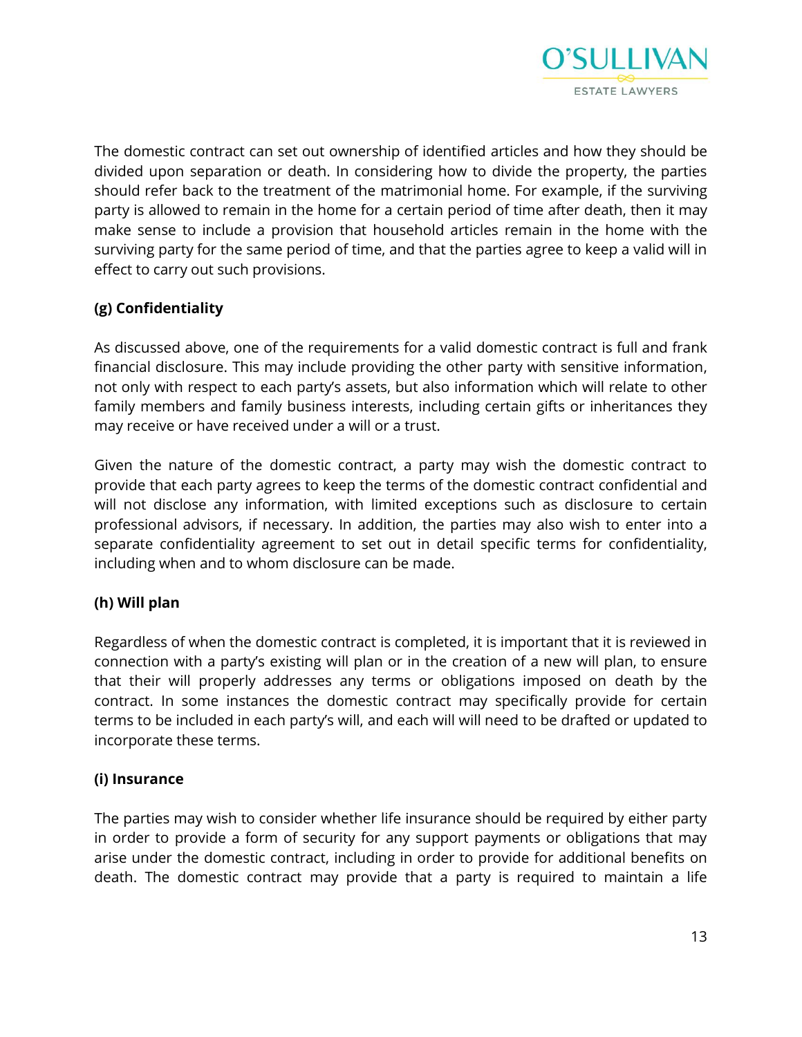The domestic contract can set out ownership of identified articles and how they should be divided upon separation or death. In considering how to divide the property, the parties should refer back to the treatment of the matrimonial home. For example, if the surviving party is allowed to remain in the home for a certain period of time after death, then it may make sense to include a provision that household articles remain in the home with the surviving party for the same period of time, and that the parties agree to keep a valid will in effect to carry out such provisions.

**(g) Confidentiality**

As discussed above, one of the requirements for a valid domestic contract is full and frank financial disclosure. This may include providing the other party with sensitive information, not only with respect to each party's assets, but also information which will relate to other family members and family business interests, including certain gifts or inheritances they may receive or have received under a will or a trust.

Given the nature of the domestic contract, a party may wish the domestic contract to provide that each party agrees to keep the terms of the domestic contract confidential and will not disclose any information, with limited exceptions such as disclosure to certain professional advisors, if necessary. In addition, the parties may also wish to enter into a separate confidentiality agreement to set out in detail specific terms for confidentiality, including when and to whom disclosure can be made.

**(h) Will plan**

Regardless of when the domestic contract is completed, it is important that it is reviewed in connection with a party's existing will plan or in the creation of a new will plan, to ensure that their will properly addresses any terms or obligations imposed on death by the contract. In some instances the domestic contract may specifically provide for certain terms to be included in each party's will, and each will will need to be drafted or updated to incorporate these terms.

**(i) Insurance**

The parties may wish to consider whether life insurance should be required by either party in order to provide a form of security for any support payments or obligations that may arise under the domestic contract, including in order to provide for additional benefits on death. The domestic contract may provide that a party is required to maintain a life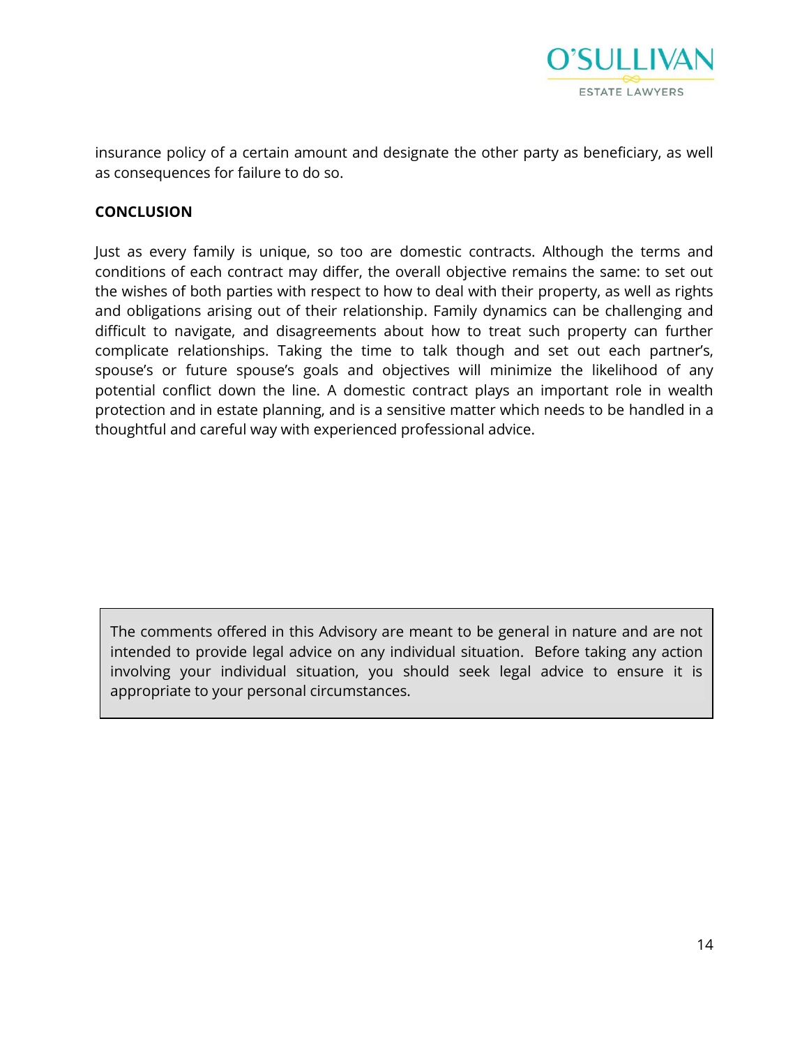insurance policy of a certain amount and designate the other party as beneficiary, as well as consequences for failure to do so.

**CONCLUSION**

Just as every family is unique, so too are domestic contracts. Although the terms and conditions of each contract may differ, the overall objective remains the same: to set out the wishes of both parties with respect to how to deal with their property, as well as rights and obligations arising out of their relationship. Family dynamics can be challenging and difficult to navigate, and disagreements about how to treat such property can further complicate relationships. Taking the time to talk though and set out each partner's, spouse's or future spouse's goals and objectives will minimize the likelihood of any potential conflict down the line. A domestic contract plays an important role in wealth protection and in estate planning, and is a sensitive matter which needs to be handled in a thoughtful and careful way with experienced professional advice.

> The comments offered in this Advisory are meant to be general in nature and are not intended to provide legal advice on any individual situation. Before taking any action involving your individual situation, you should seek legal advice to ensure it is appropriate to your personal circumstances.